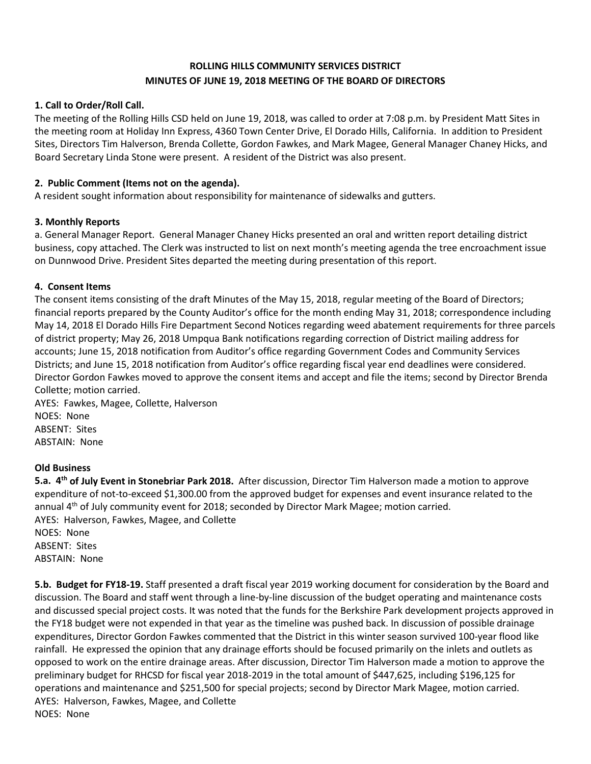# ROLLING HILLS COMMUNITY SERVICES DISTRICT
## MINUTES OF JUNE 19, 2018 MEETING OF THE BOARD OF DIRECTORS

### 1. Call to Order/Roll Call.

The meeting of the Rolling Hills CSD held on June 19, 2018, was called to order at 7:08 p.m. by President Matt Sites in the meeting room at Holiday Inn Express, 4360 Town Center Drive, El Dorado Hills, California. In addition to President Sites, Directors Tim Halverson, Brenda Collette, Gordon Fawkes, and Mark Magee, General Manager Chaney Hicks, and Board Secretary Linda Stone were present. A resident of the District was also present.

### 2. Public Comment (Items not on the agenda).

A resident sought information about responsibility for maintenance of sidewalks and gutters.

### 3. Monthly Reports

a. General Manager Report. General Manager Chaney Hicks presented an oral and written report detailing district business, copy attached. The Clerk was instructed to list on next month's meeting agenda the tree encroachment issue on Dunnwood Drive. President Sites departed the meeting during presentation of this report.

### 4. Consent Items

The consent items consisting of the draft Minutes of the May 15, 2018, regular meeting of the Board of Directors; financial reports prepared by the County Auditor's office for the month ending May 31, 2018; correspondence including May 14, 2018 El Dorado Hills Fire Department Second Notices regarding weed abatement requirements for three parcels of district property; May 26, 2018 Umpqua Bank notifications regarding correction of District mailing address for accounts; June 15, 2018 notification from Auditor's office regarding Government Codes and Community Services Districts; and June 15, 2018 notification from Auditor's office regarding fiscal year end deadlines were considered. Director Gordon Fawkes moved to approve the consent items and accept and file the items; second by Director Brenda Collette; motion carried.

AYES: Fawkes, Magee, Collette, Halverson
NOES: None
ABSENT: Sites
ABSTAIN: None

### Old Business

**5.a. 4th of July Event in Stonebriar Park 2018.** After discussion, Director Tim Halverson made a motion to approve expenditure of not-to-exceed $1,300.00 from the approved budget for expenses and event insurance related to the annual 4th of July community event for 2018; seconded by Director Mark Magee; motion carried.

AYES: Halverson, Fawkes, Magee, and Collette
NOES: None
ABSENT: Sites
ABSTAIN: None

**5.b. Budget for FY18-19.** Staff presented a draft fiscal year 2019 working document for consideration by the Board and discussion. The Board and staff went through a line-by-line discussion of the budget operating and maintenance costs and discussed special project costs. It was noted that the funds for the Berkshire Park development projects approved in the FY18 budget were not expended in that year as the timeline was pushed back. In discussion of possible drainage expenditures, Director Gordon Fawkes commented that the District in this winter season survived 100-year flood like rainfall. He expressed the opinion that any drainage efforts should be focused primarily on the inlets and outlets as opposed to work on the entire drainage areas. After discussion, Director Tim Halverson made a motion to approve the preliminary budget for RHCSD for fiscal year 2018-2019 in the total amount of $447,625, including $196,125 for operations and maintenance and $251,500 for special projects; second by Director Mark Magee, motion carried.

AYES: Halverson, Fawkes, Magee, and Collette
NOES: None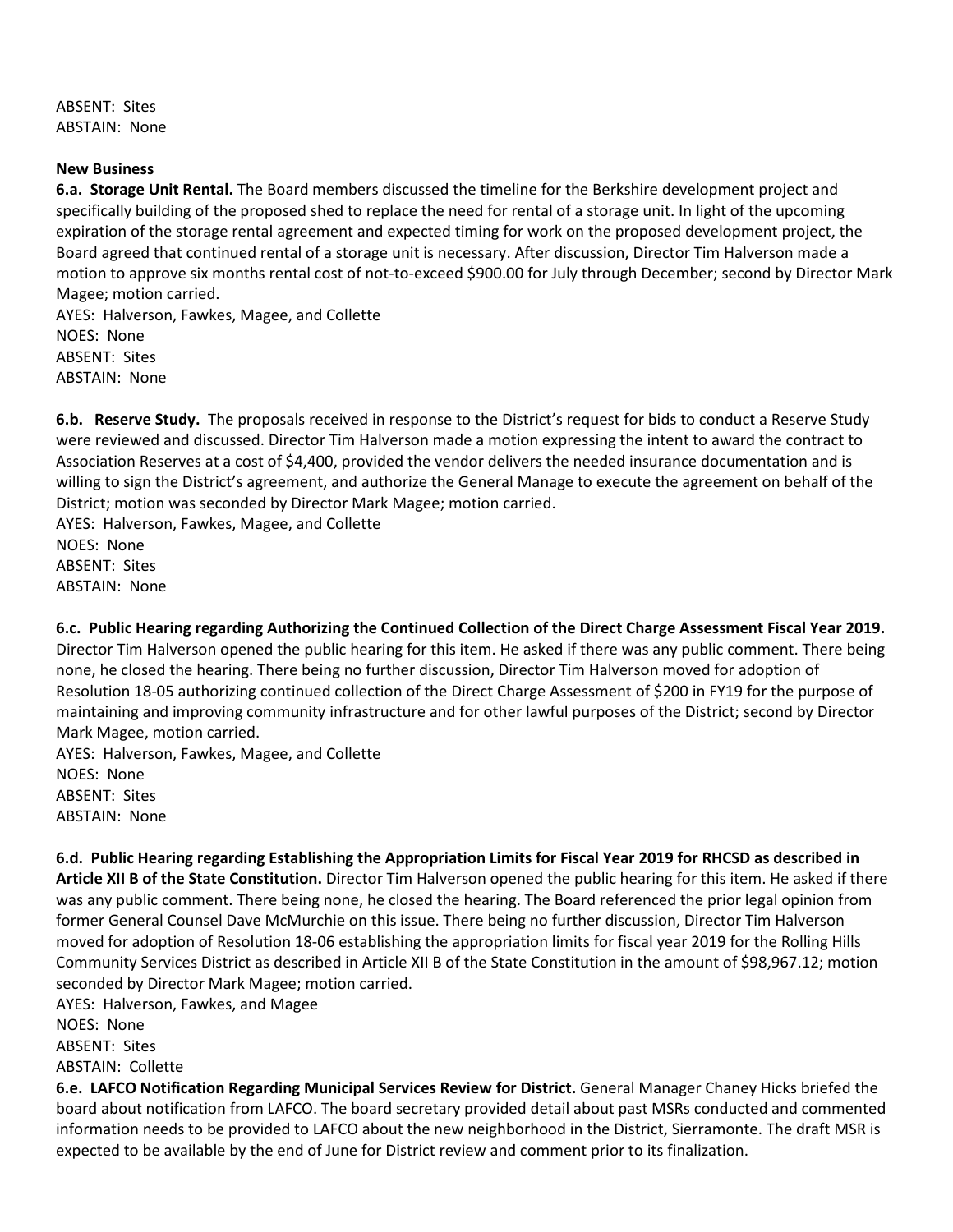ABSENT: Sites
ABSTAIN: None

**New Business**

**6.a. Storage Unit Rental.** The Board members discussed the timeline for the Berkshire development project and specifically building of the proposed shed to replace the need for rental of a storage unit. In light of the upcoming expiration of the storage rental agreement and expected timing for work on the proposed development project, the Board agreed that continued rental of a storage unit is necessary. After discussion, Director Tim Halverson made a motion to approve six months rental cost of not-to-exceed $900.00 for July through December; second by Director Mark Magee; motion carried.
AYES: Halverson, Fawkes, Magee, and Collette
NOES: None
ABSENT: Sites
ABSTAIN: None

**6.b. Reserve Study.** The proposals received in response to the District's request for bids to conduct a Reserve Study were reviewed and discussed. Director Tim Halverson made a motion expressing the intent to award the contract to Association Reserves at a cost of $4,400, provided the vendor delivers the needed insurance documentation and is willing to sign the District's agreement, and authorize the General Manage to execute the agreement on behalf of the District; motion was seconded by Director Mark Magee; motion carried.
AYES: Halverson, Fawkes, Magee, and Collette
NOES: None
ABSENT: Sites
ABSTAIN: None

**6.c. Public Hearing regarding Authorizing the Continued Collection of the Direct Charge Assessment Fiscal Year 2019.** Director Tim Halverson opened the public hearing for this item. He asked if there was any public comment. There being none, he closed the hearing. There being no further discussion, Director Tim Halverson moved for adoption of Resolution 18-05 authorizing continued collection of the Direct Charge Assessment of $200 in FY19 for the purpose of maintaining and improving community infrastructure and for other lawful purposes of the District; second by Director Mark Magee, motion carried.
AYES: Halverson, Fawkes, Magee, and Collette
NOES: None
ABSENT: Sites
ABSTAIN: None

**6.d. Public Hearing regarding Establishing the Appropriation Limits for Fiscal Year 2019 for RHCSD as described in Article XII B of the State Constitution.** Director Tim Halverson opened the public hearing for this item. He asked if there was any public comment. There being none, he closed the hearing. The Board referenced the prior legal opinion from former General Counsel Dave McMurchie on this issue. There being no further discussion, Director Tim Halverson moved for adoption of Resolution 18-06 establishing the appropriation limits for fiscal year 2019 for the Rolling Hills Community Services District as described in Article XII B of the State Constitution in the amount of $98,967.12; motion seconded by Director Mark Magee; motion carried.
AYES: Halverson, Fawkes, and Magee
NOES: None
ABSENT: Sites
ABSTAIN: Collette

**6.e. LAFCO Notification Regarding Municipal Services Review for District.** General Manager Chaney Hicks briefed the board about notification from LAFCO. The board secretary provided detail about past MSRs conducted and commented information needs to be provided to LAFCO about the new neighborhood in the District, Sierramonte. The draft MSR is expected to be available by the end of June for District review and comment prior to its finalization.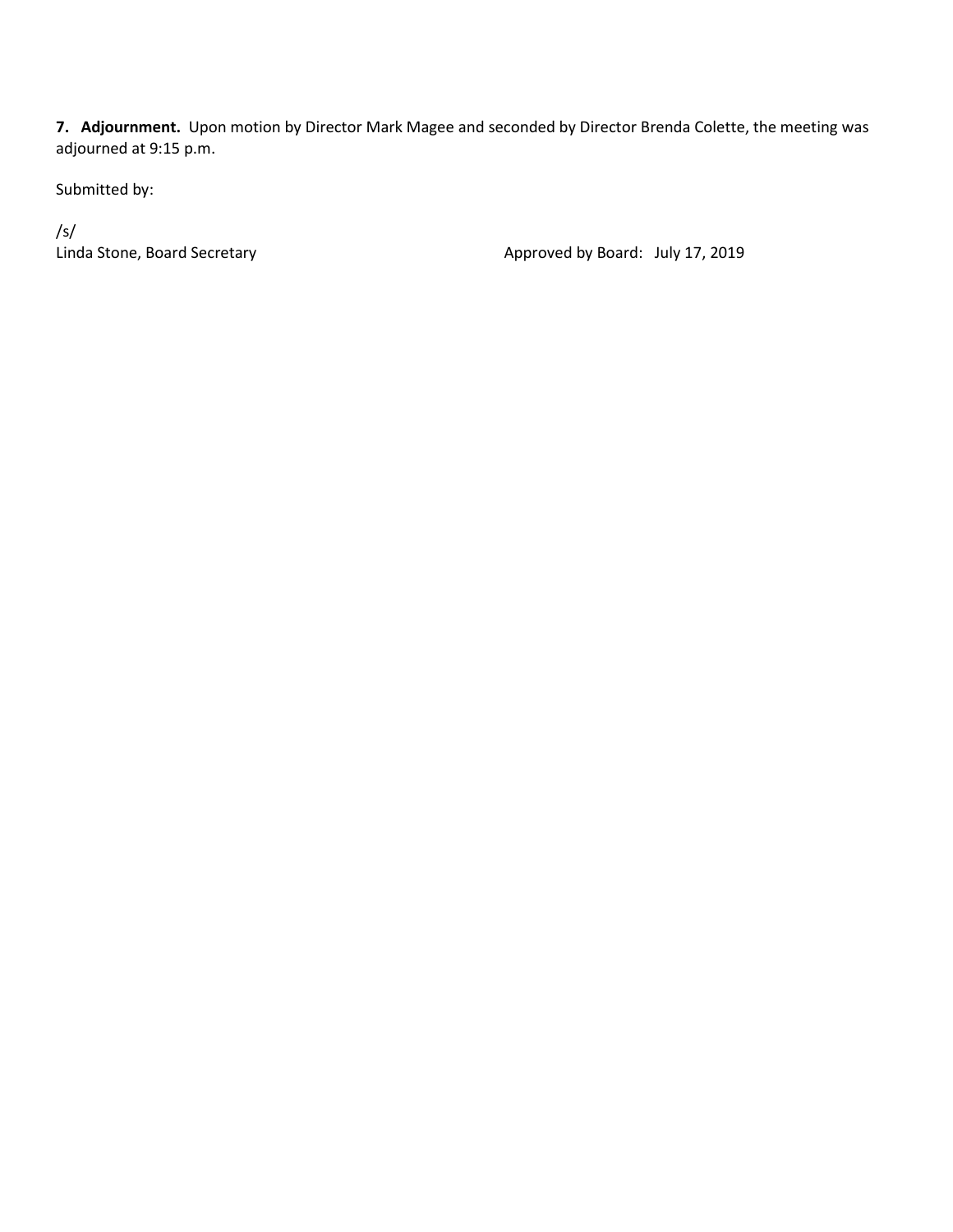**7. Adjournment.** Upon motion by Director Mark Magee and seconded by Director Brenda Colette, the meeting was adjourned at 9:15 p.m.

Submitted by:

/s/
Linda Stone, Board Secretary

Approved by Board: July 17, 2019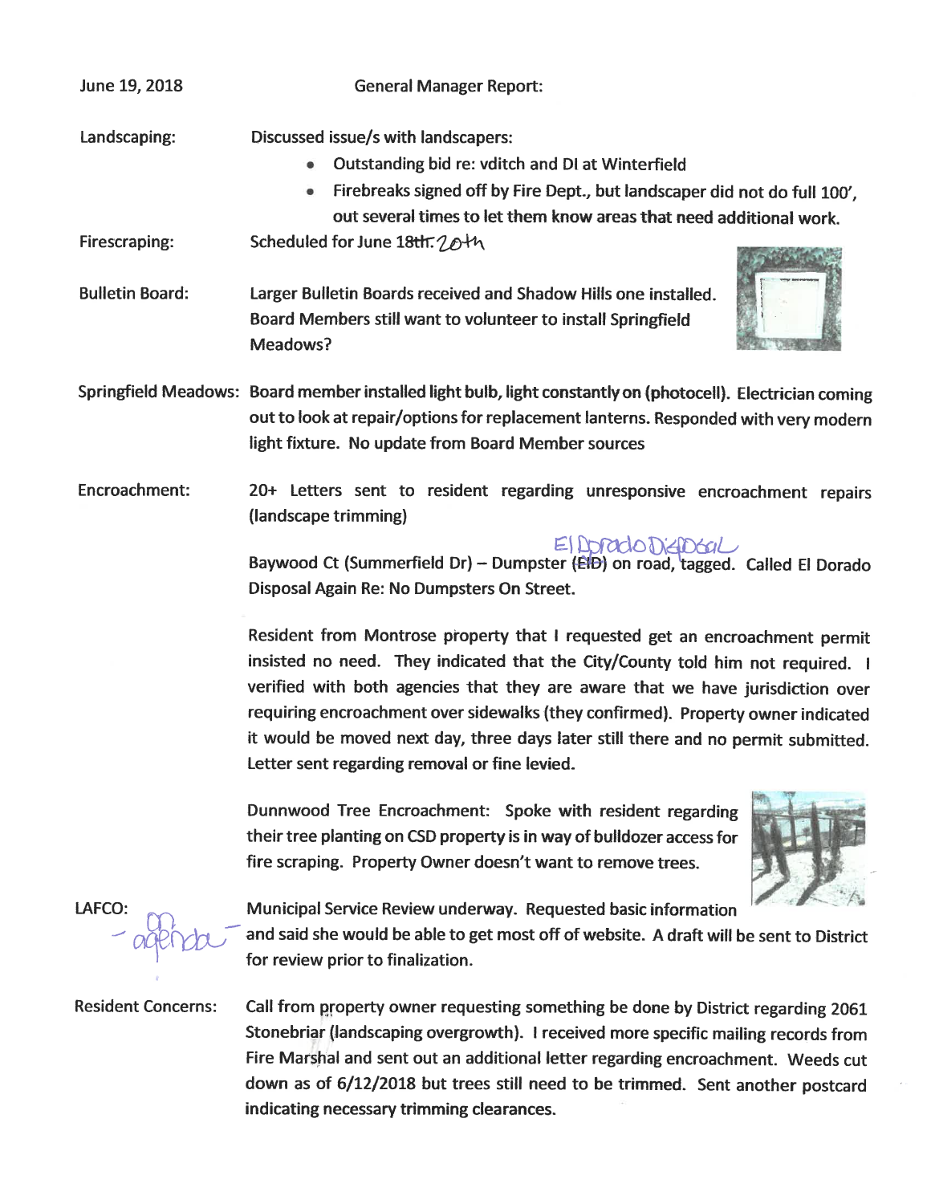June 19, 2018

## General Manager Report:

**Landscaping:** Discussed issue/s with landscapers:

- Outstanding bid re: vditch and DI at Winterfield
- Firebreaks signed off by Fire Dept., but landscaper did not do full 100', out several times to let them know areas that need additional work.

**Firescraping:** Scheduled for June ~~18th.~~ 20th

**Bulletin Board:** Larger Bulletin Boards received and Shadow Hills one installed. Board Members still want to volunteer to install Springfield Meadows?

**Springfield Meadows:** Board member installed light bulb, light constantly on (photocell). Electrician coming out to look at repair/options for replacement lanterns. Responded with very modern light fixture. No update from Board Member sources

**Encroachment:** 20+ Letters sent to resident regarding unresponsive encroachment repairs (landscape trimming)

Baywood Ct (Summerfield Dr) – Dumpster (~~EID~~ El Dorado Disposal) on road, tagged. Called El Dorado Disposal Again Re: No Dumpsters On Street.

Resident from Montrose property that I requested get an encroachment permit insisted no need. They indicated that the City/County told him not required. I verified with both agencies that they are aware that we have jurisdiction over requiring encroachment over sidewalks (they confirmed). Property owner indicated it would be moved next day, three days later still there and no permit submitted. Letter sent regarding removal or fine levied.

Dunnwood Tree Encroachment: Spoke with resident regarding their tree planting on CSD property is in way of bulldozer access for fire scraping. Property Owner doesn't want to remove trees.

**LAFCO:** (on agenda) Municipal Service Review underway. Requested basic information and said she would be able to get most off of website. A draft will be sent to District for review prior to finalization.

**Resident Concerns:** Call from property owner requesting something be done by District regarding 2061 Stonebriar (landscaping overgrowth). I received more specific mailing records from Fire Marshal and sent out an additional letter regarding encroachment. Weeds cut down as of 6/12/2018 but trees still need to be trimmed. Sent another postcard indicating necessary trimming clearances.